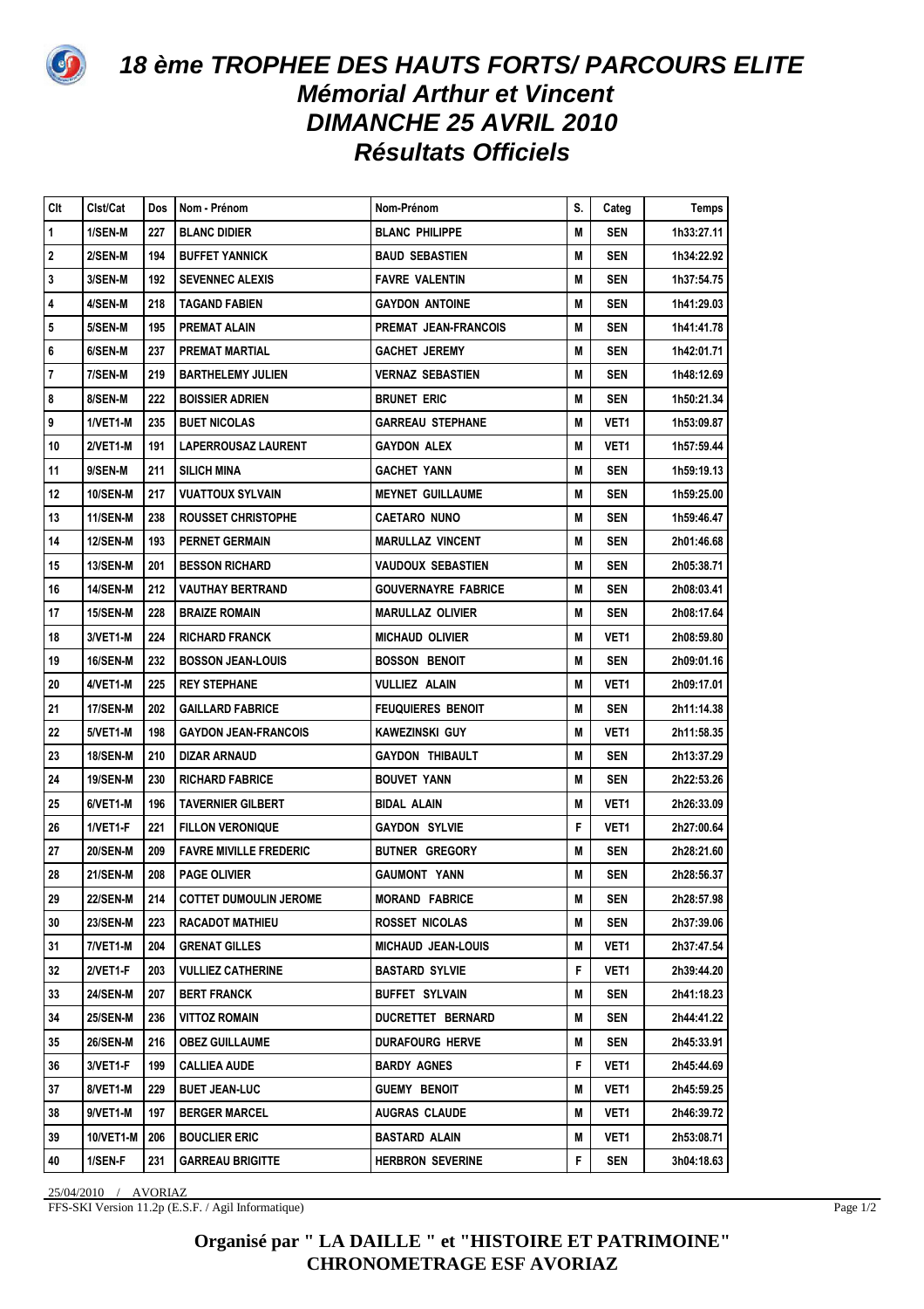# 18 ème TROPHEE DES HAUTS FORTS/ PARCOURS ELITE
## Mémorial Arthur et Vincent
## DIMANCHE 25 AVRIL 2010
## Résultats Officiels

| Clt | Clst/Cat | Dos | Nom - Prénom | Nom-Prénom | S. | Categ | Temps |
|---|---|---|---|---|---|---|---|
| 1 | 1/SEN-M | 227 | BLANC DIDIER | BLANC PHILIPPE | M | SEN | 1h33:27.11 |
| 2 | 2/SEN-M | 194 | BUFFET YANNICK | BAUD SEBASTIEN | M | SEN | 1h34:22.92 |
| 3 | 3/SEN-M | 192 | SEVENNEC ALEXIS | FAVRE VALENTIN | M | SEN | 1h37:54.75 |
| 4 | 4/SEN-M | 218 | TAGAND FABIEN | GAYDON ANTOINE | M | SEN | 1h41:29.03 |
| 5 | 5/SEN-M | 195 | PREMAT ALAIN | PREMAT JEAN-FRANCOIS | M | SEN | 1h41:41.78 |
| 6 | 6/SEN-M | 237 | PREMAT MARTIAL | GACHET JEREMY | M | SEN | 1h42:01.71 |
| 7 | 7/SEN-M | 219 | BARTHELEMY JULIEN | VERNAZ SEBASTIEN | M | SEN | 1h48:12.69 |
| 8 | 8/SEN-M | 222 | BOISSIER ADRIEN | BRUNET ERIC | M | SEN | 1h50:21.34 |
| 9 | 1/VET1-M | 235 | BUET NICOLAS | GARREAU STEPHANE | M | VET1 | 1h53:09.87 |
| 10 | 2/VET1-M | 191 | LAPERROUSAZ LAURENT | GAYDON ALEX | M | VET1 | 1h57:59.44 |
| 11 | 9/SEN-M | 211 | SILICH MINA | GACHET YANN | M | SEN | 1h59:19.13 |
| 12 | 10/SEN-M | 217 | VUATTOUX SYLVAIN | MEYNET GUILLAUME | M | SEN | 1h59:25.00 |
| 13 | 11/SEN-M | 238 | ROUSSET CHRISTOPHE | CAETARO NUNO | M | SEN | 1h59:46.47 |
| 14 | 12/SEN-M | 193 | PERNET GERMAIN | MARULLAZ VINCENT | M | SEN | 2h01:46.68 |
| 15 | 13/SEN-M | 201 | BESSON RICHARD | VAUDOUX SEBASTIEN | M | SEN | 2h05:38.71 |
| 16 | 14/SEN-M | 212 | VAUTHAY BERTRAND | GOUVERNAYRE FABRICE | M | SEN | 2h08:03.41 |
| 17 | 15/SEN-M | 228 | BRAIZE ROMAIN | MARULLAZ OLIVIER | M | SEN | 2h08:17.64 |
| 18 | 3/VET1-M | 224 | RICHARD FRANCK | MICHAUD OLIVIER | M | VET1 | 2h08:59.80 |
| 19 | 16/SEN-M | 232 | BOSSON JEAN-LOUIS | BOSSON BENOIT | M | SEN | 2h09:01.16 |
| 20 | 4/VET1-M | 225 | REY STEPHANE | VULLIEZ ALAIN | M | VET1 | 2h09:17.01 |
| 21 | 17/SEN-M | 202 | GAILLARD FABRICE | FEUQUIERES BENOIT | M | SEN | 2h11:14.38 |
| 22 | 5/VET1-M | 198 | GAYDON JEAN-FRANCOIS | KAWEZINSKI GUY | M | VET1 | 2h11:58.35 |
| 23 | 18/SEN-M | 210 | DIZAR ARNAUD | GAYDON THIBAULT | M | SEN | 2h13:37.29 |
| 24 | 19/SEN-M | 230 | RICHARD FABRICE | BOUVET YANN | M | SEN | 2h22:53.26 |
| 25 | 6/VET1-M | 196 | TAVERNIER GILBERT | BIDAL ALAIN | M | VET1 | 2h26:33.09 |
| 26 | 1/VET1-F | 221 | FILLON VERONIQUE | GAYDON SYLVIE | F | VET1 | 2h27:00.64 |
| 27 | 20/SEN-M | 209 | FAVRE MIVILLE FREDERIC | BUTNER GREGORY | M | SEN | 2h28:21.60 |
| 28 | 21/SEN-M | 208 | PAGE OLIVIER | GAUMONT YANN | M | SEN | 2h28:56.37 |
| 29 | 22/SEN-M | 214 | COTTET DUMOULIN JEROME | MORAND FABRICE | M | SEN | 2h28:57.98 |
| 30 | 23/SEN-M | 223 | RACADOT MATHIEU | ROSSET NICOLAS | M | SEN | 2h37:39.06 |
| 31 | 7/VET1-M | 204 | GRENAT GILLES | MICHAUD JEAN-LOUIS | M | VET1 | 2h37:47.54 |
| 32 | 2/VET1-F | 203 | VULLIEZ CATHERINE | BASTARD SYLVIE | F | VET1 | 2h39:44.20 |
| 33 | 24/SEN-M | 207 | BERT FRANCK | BUFFET SYLVAIN | M | SEN | 2h41:18.23 |
| 34 | 25/SEN-M | 236 | VITTOZ ROMAIN | DUCRETTET BERNARD | M | SEN | 2h44:41.22 |
| 35 | 26/SEN-M | 216 | OBEZ GUILLAUME | DURAFOURG HERVE | M | SEN | 2h45:33.91 |
| 36 | 3/VET1-F | 199 | CALLIEA AUDE | BARDY AGNES | F | VET1 | 2h45:44.69 |
| 37 | 8/VET1-M | 229 | BUET JEAN-LUC | GUEMY BENOIT | M | VET1 | 2h45:59.25 |
| 38 | 9/VET1-M | 197 | BERGER MARCEL | AUGRAS CLAUDE | M | VET1 | 2h46:39.72 |
| 39 | 10/VET1-M | 206 | BOUCLIER ERIC | BASTARD ALAIN | M | VET1 | 2h53:08.71 |
| 40 | 1/SEN-F | 231 | GARREAU BRIGITTE | HERBRON SEVERINE | F | SEN | 3h04:18.63 |

25/04/2010 / AVORIAZ

FFS-SKI Version 11.2p (E.S.F. / Agil Informatique)

**Organisé par " LA DAILLE " et "HISTOIRE ET PATRIMOINE"**
**CHRONOMETRAGE ESF AVORIAZ**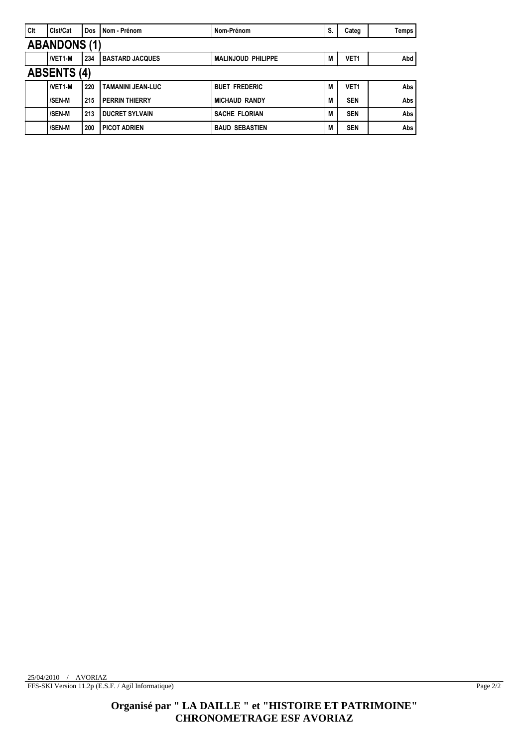| Clt | Clst/Cat | Dos | Nom - Prénom | Nom-Prénom | S. | Categ | Temps |
|---|---|---|---|---|---|---|---|
| **ABANDONS (1)** | | | | | | | |
| | /VET1-M | 234 | BASTARD JACQUES | MALINJOUD PHILIPPE | M | VET1 | Abd |
| **ABSENTS (4)** | | | | | | | |
| | /VET1-M | 220 | TAMANINI JEAN-LUC | BUET FREDERIC | M | VET1 | Abs |
| | /SEN-M | 215 | PERRIN THIERRY | MICHAUD RANDY | M | SEN | Abs |
| | /SEN-M | 213 | DUCRET SYLVAIN | SACHE FLORIAN | M | SEN | Abs |
| | /SEN-M | 200 | PICOT ADRIEN | BAUD SEBASTIEN | M | SEN | Abs |

25/04/2010 / AVORIAZ

FFS-SKI Version 11.2p (E.S.F. / Agil Informatique)

**Organisé par " LA DAILLE " et "HISTOIRE ET PATRIMOINE"**
**CHRONOMETRAGE ESF AVORIAZ**